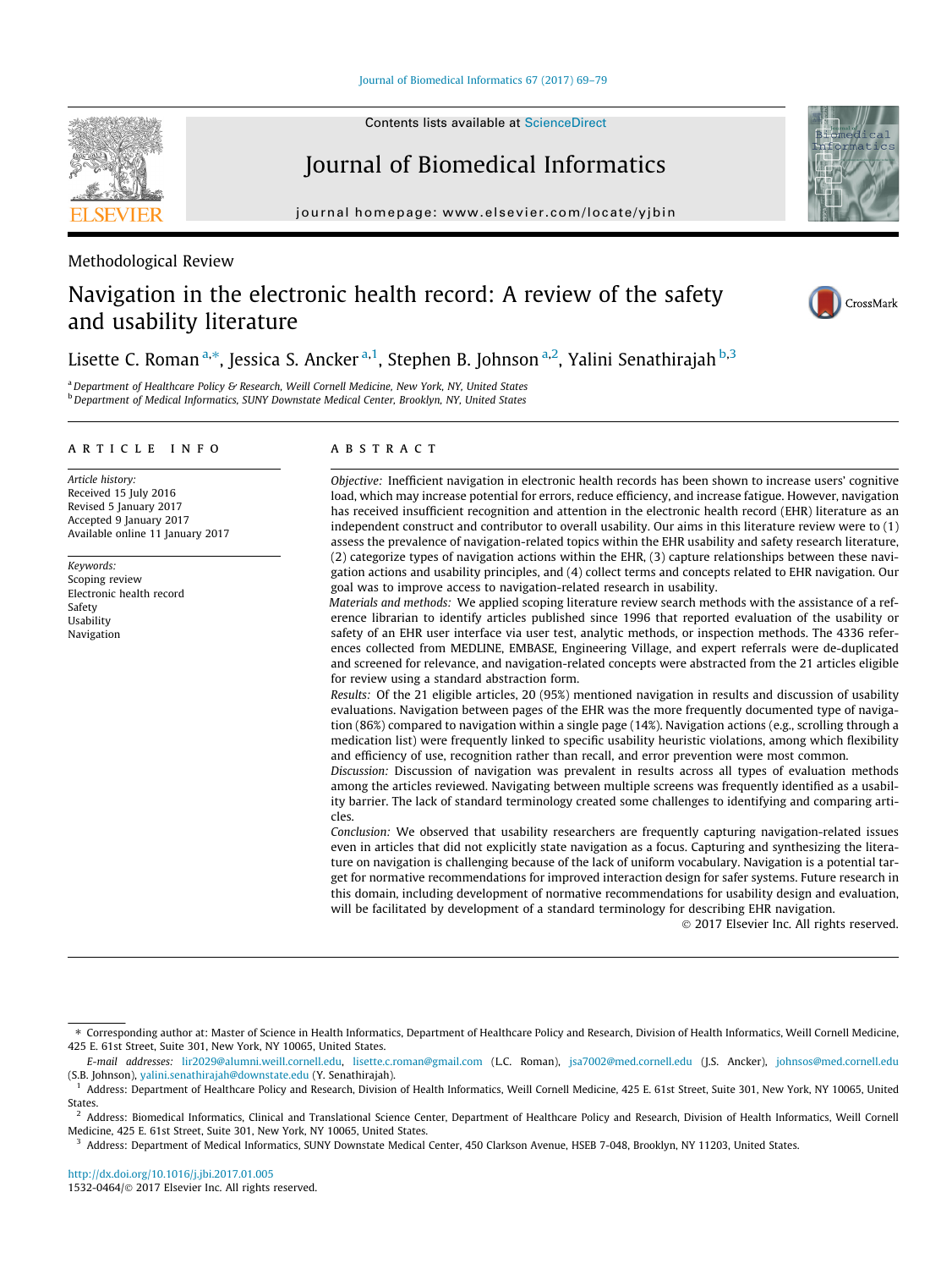Methodological Review

# Navigation in the electronic health record: A review of the safety and usability literature

Lisette C. Roman [a,*], Jessica S. Ancker [a,1], Stephen B. Johnson [a,2], Yalini Senathirajah [b,3]

[a] Department of Healthcare Policy & Research, Weill Cornell Medicine, New York, NY, United States
[b] Department of Medical Informatics, SUNY Downstate Medical Center, Brooklyn, NY, United States

## ARTICLE INFO

*Article history:*
Received 15 July 2016
Revised 5 January 2017
Accepted 9 January 2017
Available online 11 January 2017

*Keywords:*
Scoping review
Electronic health record
Safety
Usability
Navigation

## ABSTRACT

*Objective:* Inefficient navigation in electronic health records has been shown to increase users' cognitive load, which may increase potential for errors, reduce efficiency, and increase fatigue. However, navigation has received insufficient recognition and attention in the electronic health record (EHR) literature as an independent construct and contributor to overall usability. Our aims in this literature review were to (1) assess the prevalence of navigation-related topics within the EHR usability and safety research literature, (2) categorize types of navigation actions within the EHR, (3) capture relationships between these navigation actions and usability principles, and (4) collect terms and concepts related to EHR navigation. Our goal was to improve access to navigation-related research in usability.

*Materials and methods:* We applied scoping literature review search methods with the assistance of a reference librarian to identify articles published since 1996 that reported evaluation of the usability or safety of an EHR user interface via user test, analytic methods, or inspection methods. The 4336 references collected from MEDLINE, EMBASE, Engineering Village, and expert referrals were de-duplicated and screened for relevance, and navigation-related concepts were abstracted from the 21 articles eligible for review using a standard abstraction form.

*Results:* Of the 21 eligible articles, 20 (95%) mentioned navigation in results and discussion of usability evaluations. Navigation between pages of the EHR was the more frequently documented type of navigation (86%) compared to navigation within a single page (14%). Navigation actions (e.g., scrolling through a medication list) were frequently linked to specific usability heuristic violations, among which flexibility and efficiency of use, recognition rather than recall, and error prevention were most common.

*Discussion:* Discussion of navigation was prevalent in results across all types of evaluation methods among the articles reviewed. Navigating between multiple screens was frequently identified as a usability barrier. The lack of standard terminology created some challenges to identifying and comparing articles.

*Conclusion:* We observed that usability researchers are frequently capturing navigation-related issues even in articles that did not explicitly state navigation as a focus. Capturing and synthesizing the literature on navigation is challenging because of the lack of uniform vocabulary. Navigation is a potential target for normative recommendations for improved interaction design for safer systems. Future research in this domain, including development of normative recommendations for usability design and evaluation, will be facilitated by development of a standard terminology for describing EHR navigation.

© 2017 Elsevier Inc. All rights reserved.

---

* Corresponding author at: Master of Science in Health Informatics, Department of Healthcare Policy and Research, Division of Health Informatics, Weill Cornell Medicine, 425 E. 61st Street, Suite 301, New York, NY 10065, United States.

*E-mail addresses:* lir2029@alumni.weill.cornell.edu, lisette.c.roman@gmail.com (L.C. Roman), jsa7002@med.cornell.edu (J.S. Ancker), johnsos@med.cornell.edu (S.B. Johnson), yalini.senathirajah@downstate.edu (Y. Senathirajah).

[1] Address: Department of Healthcare Policy and Research, Division of Health Informatics, Weill Cornell Medicine, 425 E. 61st Street, Suite 301, New York, NY 10065, United States.

[2] Address: Biomedical Informatics, Clinical and Translational Science Center, Department of Healthcare Policy and Research, Division of Health Informatics, Weill Cornell Medicine, 425 E. 61st Street, Suite 301, New York, NY 10065, United States.

[3] Address: Department of Medical Informatics, SUNY Downstate Medical Center, 450 Clarkson Avenue, HSEB 7-048, Brooklyn, NY 11203, United States.

http://dx.doi.org/10.1016/j.jbi.2017.01.005
1532-0464/© 2017 Elsevier Inc. All rights reserved.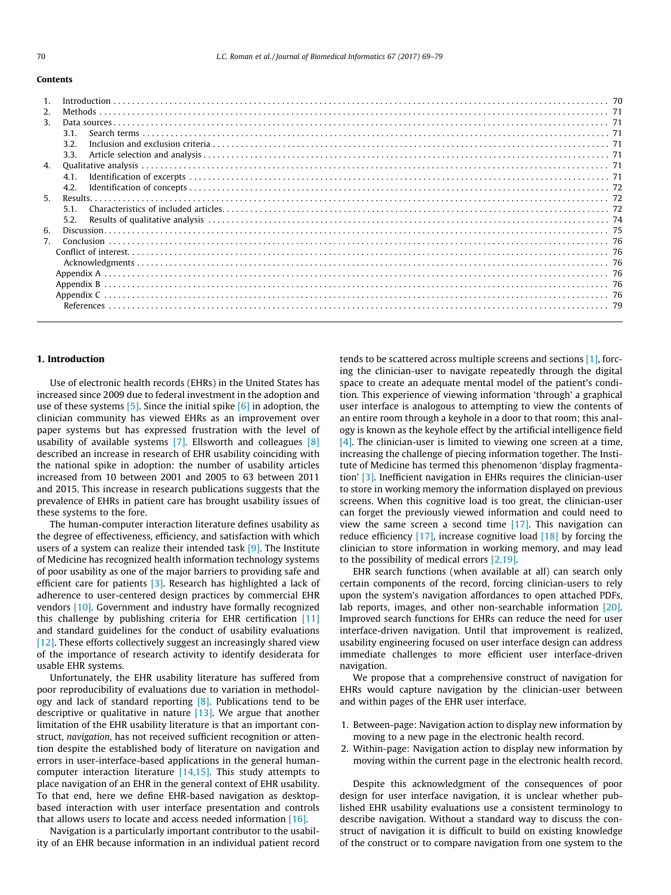## Contents

| | | |
|---|---|---|
| 1. | Introduction | 70 |
| 2. | Methods | 71 |
| 3. | Data sources | 71 |
| | 3.1. Search terms | 71 |
| | 3.2. Inclusion and exclusion criteria | 71 |
| | 3.3. Article selection and analysis | 71 |
| 4. | Qualitative analysis | 71 |
| | 4.1. Identification of excerpts | 71 |
| | 4.2. Identification of concepts | 72 |
| 5. | Results | 72 |
| | 5.1. Characteristics of included articles | 72 |
| | 5.2. Results of qualitative analysis | 74 |
| 6. | Discussion | 75 |
| 7. | Conclusion | 76 |
| | Conflict of interest | 76 |
| | Acknowledgments | 76 |
| | Appendix A | 76 |
| | Appendix B | 76 |
| | Appendix C | 76 |
| | References | 79 |

## 1. Introduction

Use of electronic health records (EHRs) in the United States has increased since 2009 due to federal investment in the adoption and use of these systems [5]. Since the initial spike [6] in adoption, the clinician community has viewed EHRs as an improvement over paper systems but has expressed frustration with the level of usability of available systems [7]. Ellsworth and colleagues [8] described an increase in research of EHR usability coinciding with the national spike in adoption: the number of usability articles increased from 10 between 2001 and 2005 to 63 between 2011 and 2015. This increase in research publications suggests that the prevalence of EHRs in patient care has brought usability issues of these systems to the fore.

The human-computer interaction literature defines usability as the degree of effectiveness, efficiency, and satisfaction with which users of a system can realize their intended task [9]. The Institute of Medicine has recognized health information technology systems of poor usability as one of the major barriers to providing safe and efficient care for patients [3]. Research has highlighted a lack of adherence to user-centered design practices by commercial EHR vendors [10]. Government and industry have formally recognized this challenge by publishing criteria for EHR certification [11] and standard guidelines for the conduct of usability evaluations [12]. These efforts collectively suggest an increasingly shared view of the importance of research activity to identify desiderata for usable EHR systems.

Unfortunately, the EHR usability literature has suffered from poor reproducibility of evaluations due to variation in methodology and lack of standard reporting [8]. Publications tend to be descriptive or qualitative in nature [13]. We argue that another limitation of the EHR usability literature is that an important construct, *navigation*, has not received sufficient recognition or attention despite the established body of literature on navigation and errors in user-interface-based applications in the general human-computer interaction literature [14,15]. This study attempts to place navigation of an EHR in the general context of EHR usability. To that end, here we define EHR-based navigation as desktop-based interaction with user interface presentation and controls that allows users to locate and access needed information [16].

Navigation is a particularly important contributor to the usability of an EHR because information in an individual patient record tends to be scattered across multiple screens and sections [1], forcing the clinician-user to navigate repeatedly through the digital space to create an adequate mental model of the patient's condition. This experience of viewing information 'through' a graphical user interface is analogous to attempting to view the contents of an entire room through a keyhole in a door to that room; this analogy is known as the keyhole effect by the artificial intelligence field [4]. The clinician-user is limited to viewing one screen at a time, increasing the challenge of piecing information together. The Institute of Medicine has termed this phenomenon 'display fragmentation' [3]. Inefficient navigation in EHRs requires the clinician-user to store in working memory the information displayed on previous screens. When this cognitive load is too great, the clinician-user can forget the previously viewed information and could need to view the same screen a second time [17]. This navigation can reduce efficiency [17], increase cognitive load [18] by forcing the clinician to store information in working memory, and may lead to the possibility of medical errors [2,19].

EHR search functions (when available at all) can search only certain components of the record, forcing clinician-users to rely upon the system's navigation affordances to open attached PDFs, lab reports, images, and other non-searchable information [20]. Improved search functions for EHRs can reduce the need for user interface-driven navigation. Until that improvement is realized, usability engineering focused on user interface design can address immediate challenges to more efficient user interface-driven navigation.

We propose that a comprehensive construct of navigation for EHRs would capture navigation by the clinician-user between and within pages of the EHR user interface.

1. Between-page: Navigation action to display new information by moving to a new page in the electronic health record.
2. Within-page: Navigation action to display new information by moving within the current page in the electronic health record.

Despite this acknowledgment of the consequences of poor design for user interface navigation, it is unclear whether published EHR usability evaluations use a consistent terminology to describe navigation. Without a standard way to discuss the construct of navigation it is difficult to build on existing knowledge of the construct or to compare navigation from one system to the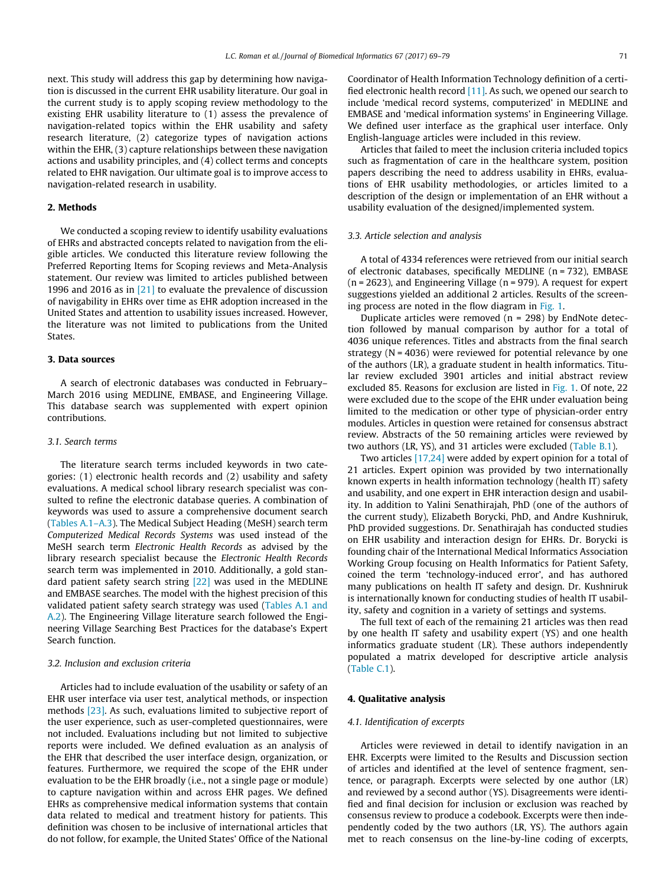next. This study will address this gap by determining how navigation is discussed in the current EHR usability literature. Our goal in the current study is to apply scoping review methodology to the existing EHR usability literature to (1) assess the prevalence of navigation-related topics within the EHR usability and safety research literature, (2) categorize types of navigation actions within the EHR, (3) capture relationships between these navigation actions and usability principles, and (4) collect terms and concepts related to EHR navigation. Our ultimate goal is to improve access to navigation-related research in usability.

## 2. Methods

We conducted a scoping review to identify usability evaluations of EHRs and abstracted concepts related to navigation from the eligible articles. We conducted this literature review following the Preferred Reporting Items for Scoping reviews and Meta-Analysis statement. Our review was limited to articles published between 1996 and 2016 as in [21] to evaluate the prevalence of discussion of navigability in EHRs over time as EHR adoption increased in the United States and attention to usability issues increased. However, the literature was not limited to publications from the United States.

## 3. Data sources

A search of electronic databases was conducted in February–March 2016 using MEDLINE, EMBASE, and Engineering Village. This database search was supplemented with expert opinion contributions.

### 3.1. Search terms

The literature search terms included keywords in two categories: (1) electronic health records and (2) usability and safety evaluations. A medical school library research specialist was consulted to refine the electronic database queries. A combination of keywords was used to assure a comprehensive document search (Tables A.1–A.3). The Medical Subject Heading (MeSH) search term *Computerized Medical Records Systems* was used instead of the MeSH search term *Electronic Health Records* as advised by the library research specialist because the *Electronic Health Records* search term was implemented in 2010. Additionally, a gold standard patient safety search string [22] was used in the MEDLINE and EMBASE searches. The model with the highest precision of this validated patient safety search strategy was used (Tables A.1 and A.2). The Engineering Village literature search followed the Engineering Village Searching Best Practices for the database's Expert Search function.

### 3.2. Inclusion and exclusion criteria

Articles had to include evaluation of the usability or safety of an EHR user interface via user test, analytical methods, or inspection methods [23]. As such, evaluations limited to subjective report of the user experience, such as user-completed questionnaires, were not included. Evaluations including but not limited to subjective reports were included. We defined evaluation as an analysis of the EHR that described the user interface design, organization, or features. Furthermore, we required the scope of the EHR under evaluation to be the EHR broadly (i.e., not a single page or module) to capture navigation within and across EHR pages. We defined EHRs as comprehensive medical information systems that contain data related to medical and treatment history for patients. This definition was chosen to be inclusive of international articles that do not follow, for example, the United States' Office of the National Coordinator of Health Information Technology definition of a certified electronic health record [11]. As such, we opened our search to include 'medical record systems, computerized' in MEDLINE and EMBASE and 'medical information systems' in Engineering Village. We defined user interface as the graphical user interface. Only English-language articles were included in this review.

Articles that failed to meet the inclusion criteria included topics such as fragmentation of care in the healthcare system, position papers describing the need to address usability in EHRs, evaluations of EHR usability methodologies, or articles limited to a description of the design or implementation of an EHR without a usability evaluation of the designed/implemented system.

### 3.3. Article selection and analysis

A total of 4334 references were retrieved from our initial search of electronic databases, specifically MEDLINE (n = 732), EMBASE (n = 2623), and Engineering Village (n = 979). A request for expert suggestions yielded an additional 2 articles. Results of the screening process are noted in the flow diagram in Fig. 1.

Duplicate articles were removed (n = 298) by EndNote detection followed by manual comparison by author for a total of 4036 unique references. Titles and abstracts from the final search strategy (N = 4036) were reviewed for potential relevance by one of the authors (LR), a graduate student in health informatics. Titular review excluded 3901 articles and initial abstract review excluded 85. Reasons for exclusion are listed in Fig. 1. Of note, 22 were excluded due to the scope of the EHR under evaluation being limited to the medication or other type of physician-order entry modules. Articles in question were retained for consensus abstract review. Abstracts of the 50 remaining articles were reviewed by two authors (LR, YS), and 31 articles were excluded (Table B.1).

Two articles [17,24] were added by expert opinion for a total of 21 articles. Expert opinion was provided by two internationally known experts in health information technology (health IT) safety and usability, and one expert in EHR interaction design and usability. In addition to Yalini Senathirajah, PhD (one of the authors of the current study), Elizabeth Borycki, PhD, and Andre Kushniruk, PhD provided suggestions. Dr. Senathirajah has conducted studies on EHR usability and interaction design for EHRs. Dr. Borycki is founding chair of the International Medical Informatics Association Working Group focusing on Health Informatics for Patient Safety, coined the term 'technology-induced error', and has authored many publications on health IT safety and design. Dr. Kushniruk is internationally known for conducting studies of health IT usability, safety and cognition in a variety of settings and systems.

The full text of each of the remaining 21 articles was then read by one health IT safety and usability expert (YS) and one health informatics graduate student (LR). These authors independently populated a matrix developed for descriptive article analysis (Table C.1).

## 4. Qualitative analysis

### 4.1. Identification of excerpts

Articles were reviewed in detail to identify navigation in an EHR. Excerpts were limited to the Results and Discussion section of articles and identified at the level of sentence fragment, sentence, or paragraph. Excerpts were selected by one author (LR) and reviewed by a second author (YS). Disagreements were identified and final decision for inclusion or exclusion was reached by consensus review to produce a codebook. Excerpts were then independently coded by the two authors (LR, YS). The authors again met to reach consensus on the line-by-line coding of excerpts,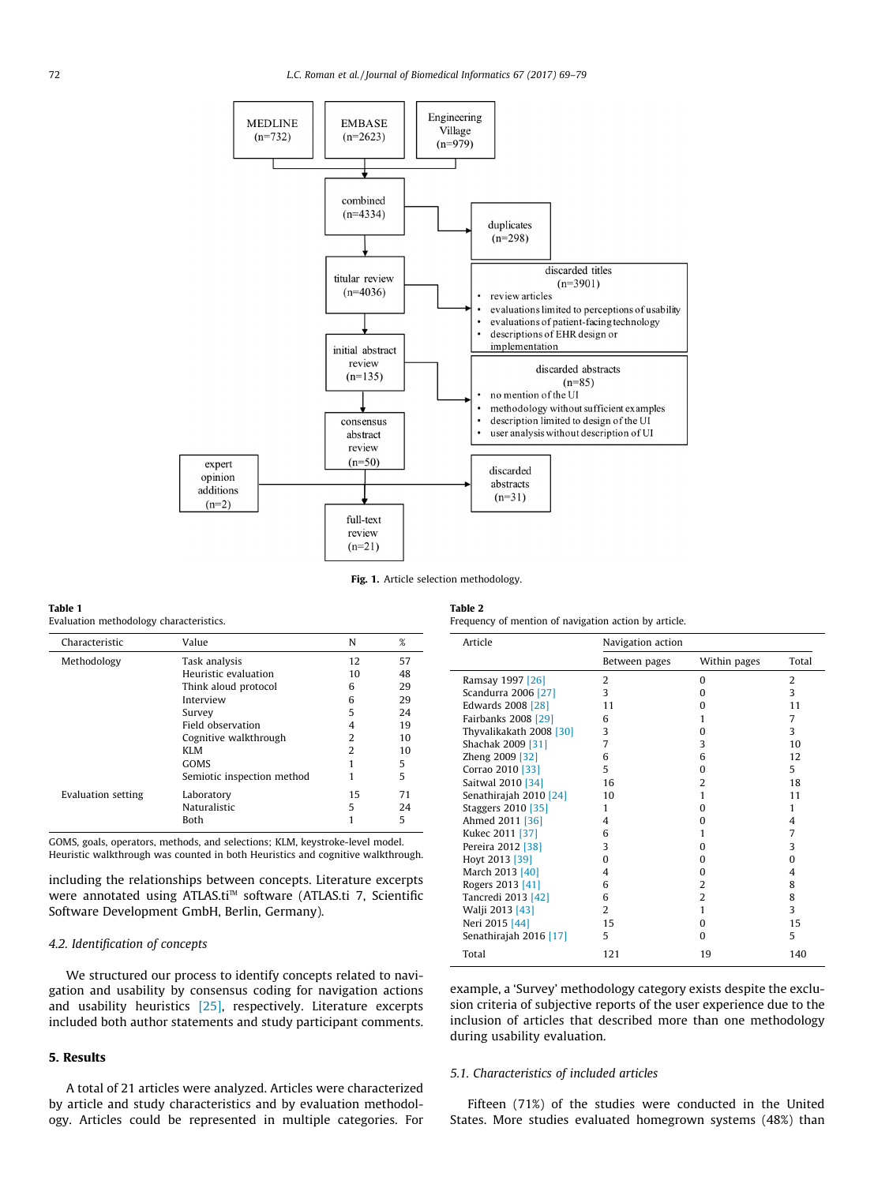MEDLINE (n=732) | EMBASE (n=2623) | Engineering Village (n=979)

combined (n=4334) → duplicates (n=298)

titular review (n=4036) → discarded titles (n=3901)
- review articles
- evaluations limited to perceptions of usability
- evaluations of patient-facing technology
- descriptions of EHR design or implementation

initial abstract review (n=135) → discarded abstracts (n=85)
- no mention of the UI
- methodology without sufficient examples
- description limited to design of the UI
- user analysis without description of UI

consensus abstract review (n=50) → discarded abstracts (n=31)

expert opinion additions (n=2)

full-text review (n=21)

**Fig. 1.** Article selection methodology.

**Table 1**
Evaluation methodology characteristics.

| Characteristic | Value | N | % |
|---|---|---|---|
| Methodology | Task analysis | 12 | 57 |
| | Heuristic evaluation | 10 | 48 |
| | Think aloud protocol | 6 | 29 |
| | Interview | 6 | 29 |
| | Survey | 5 | 24 |
| | Field observation | 4 | 19 |
| | Cognitive walkthrough | 2 | 10 |
| | KLM | 2 | 10 |
| | GOMS | 1 | 5 |
| | Semiotic inspection method | 1 | 5 |
| Evaluation setting | Laboratory | 15 | 71 |
| | Naturalistic | 5 | 24 |
| | Both | 1 | 5 |

GOMS, goals, operators, methods, and selections; KLM, keystroke-level model.
Heuristic walkthrough was counted in both Heuristics and cognitive walkthrough.

including the relationships between concepts. Literature excerpts were annotated using ATLAS.ti™ software (ATLAS.ti 7, Scientific Software Development GmbH, Berlin, Germany).

### 4.2. Identification of concepts

We structured our process to identify concepts related to navigation and usability by consensus coding for navigation actions and usability heuristics [25], respectively. Literature excerpts included both author statements and study participant comments.

## 5. Results

A total of 21 articles were analyzed. Articles were characterized by article and study characteristics and by evaluation methodology. Articles could be represented in multiple categories. For example, a 'Survey' methodology category exists despite the exclusion criteria of subjective reports of the user experience due to the inclusion of articles that described more than one methodology during usability evaluation.

**Table 2**
Frequency of mention of navigation action by article.

| Article | Navigation action | | |
|---|---|---|---|
| | Between pages | Within pages | Total |
| Ramsay 1997 [26] | 2 | 0 | 2 |
| Scandurra 2006 [27] | 3 | 0 | 3 |
| Edwards 2008 [28] | 11 | 0 | 11 |
| Fairbanks 2008 [29] | 6 | 1 | 7 |
| Thyvalikakath 2008 [30] | 3 | 0 | 3 |
| Shachak 2009 [31] | 7 | 3 | 10 |
| Zheng 2009 [32] | 6 | 6 | 12 |
| Corrao 2010 [33] | 5 | 0 | 5 |
| Saitwal 2010 [34] | 16 | 2 | 18 |
| Senathirajah 2010 [24] | 10 | 1 | 11 |
| Staggers 2010 [35] | 1 | 0 | 1 |
| Ahmed 2011 [36] | 4 | 0 | 4 |
| Kukec 2011 [37] | 6 | 1 | 7 |
| Pereira 2012 [38] | 3 | 0 | 3 |
| Hoyt 2013 [39] | 0 | 0 | 0 |
| March 2013 [40] | 4 | 0 | 4 |
| Rogers 2013 [41] | 6 | 2 | 8 |
| Tancredi 2013 [42] | 6 | 2 | 8 |
| Walji 2013 [43] | 2 | 1 | 3 |
| Neri 2015 [44] | 15 | 0 | 15 |
| Senathirajah 2016 [17] | 5 | 0 | 5 |
| Total | 121 | 19 | 140 |

### 5.1. Characteristics of included articles

Fifteen (71%) of the studies were conducted in the United States. More studies evaluated homegrown systems (48%) than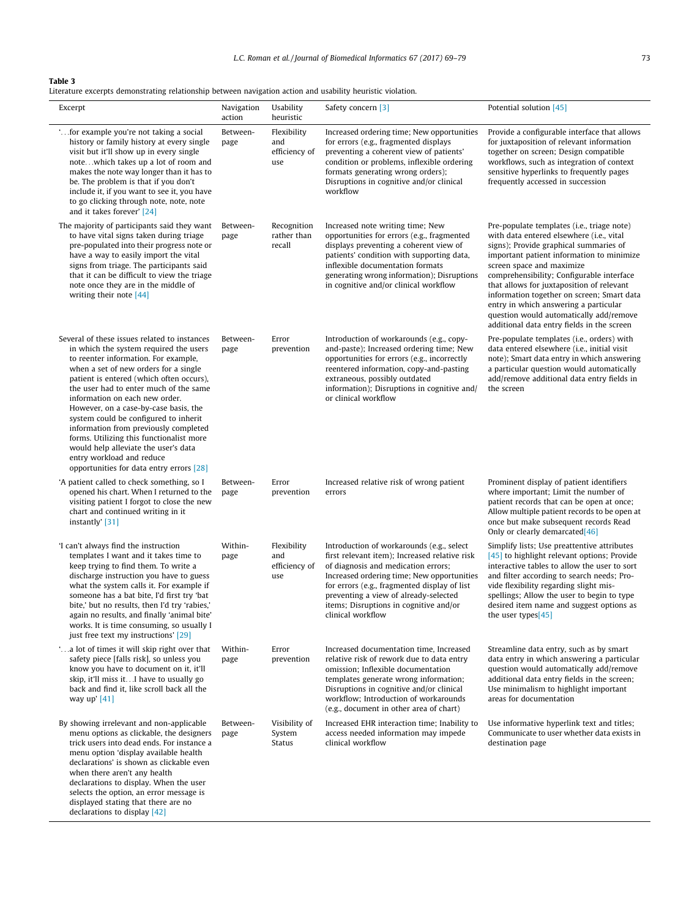**Table 3**
Literature excerpts demonstrating relationship between navigation action and usability heuristic violation.

| Excerpt | Navigation action | Usability heuristic | Safety concern [3] | Potential solution [45] |
|---|---|---|---|---|
| '…for example you're not taking a social history or family history at every single visit but it'll show up in every single note…which takes up a lot of room and makes the note way longer than it has to be. The problem is that if you don't include it, if you want to see it, you have to go clicking through note, note, note and it takes forever' [24] | Between-page | Flexibility and efficiency of use | Increased ordering time; New opportunities for errors (e.g., fragmented displays preventing a coherent view of patients' condition or problems, inflexible ordering formats generating wrong orders); Disruptions in cognitive and/or clinical workflow | Provide a configurable interface that allows for juxtaposition of relevant information together on screen; Design compatible workflows, such as integration of context sensitive hyperlinks to frequently pages frequently accessed in succession |
| The majority of participants said they want to have vital signs taken during triage pre-populated into their progress note or have a way to easily import the vital signs from triage. The participants said that it can be difficult to view the triage note once they are in the middle of writing their note [44] | Between-page | Recognition rather than recall | Increased note writing time; New opportunities for errors (e.g., fragmented displays preventing a coherent view of patients' condition with supporting data, inflexible documentation formats generating wrong information); Disruptions in cognitive and/or clinical workflow | Pre-populate templates (i.e., triage note) with data entered elsewhere (i.e., vital signs); Provide graphical summaries of important patient information to minimize screen space and maximize comprehensibility; Configurable interface that allows for juxtaposition of relevant information together on screen; Smart data entry in which answering a particular question would automatically add/remove additional data entry fields in the screen |
| Several of these issues related to instances in which the system required the users to reenter information. For example, when a set of new orders for a single patient is entered (which often occurs), the user had to enter much of the same information on each new order. However, on a case-by-case basis, the system could be configured to inherit information from previously completed forms. Utilizing this functionalist more would help alleviate the user's data entry workload and reduce opportunities for data entry errors [28] | Between-page | Error prevention | Introduction of workarounds (e.g., copy-and-paste); Increased ordering time; New opportunities for errors (e.g., incorrectly reentered information, copy-and-pasting extraneous, possibly outdated information); Disruptions in cognitive and/or clinical workflow | Pre-populate templates (i.e., orders) with data entered elsewhere (i.e., initial visit note); Smart data entry in which answering a particular question would automatically add/remove additional data entry fields in the screen |
| 'A patient called to check something, so I opened his chart. When I returned to the visiting patient I forgot to close the new chart and continued writing in it instantly' [31] | Between-page | Error prevention | Increased relative risk of wrong patient errors | Prominent display of patient identifiers where important; Limit the number of patient records that can be open at once; Allow multiple patient records to be open at once but make subsequent records Read Only or clearly demarcated[46] |
| 'I can't always find the instruction templates I want and it takes time to keep trying to find them. To write a discharge instruction you have to guess what the system calls it. For example if someone has a bat bite, I'd first try 'bat bite,' but no results, then I'd try 'rabies,' again no results, and finally 'animal bite' works. It is time consuming, so usually I just free text my instructions' [29] | Within-page | Flexibility and efficiency of use | Introduction of workarounds (e.g., select first relevant item); Increased relative risk of diagnosis and medication errors; Increased ordering time; New opportunities for errors (e.g., fragmented display of list preventing a view of already-selected items; Disruptions in cognitive and/or clinical workflow | Simplify lists; Use preattentive attributes [45] to highlight relevant options; Provide interactive tables to allow the user to sort and filter according to search needs; Provide flexibility regarding slight mis-spellings; Allow the user to begin to type desired item name and suggest options as the user types[45] |
| '…a lot of times it will skip right over that safety piece [falls risk], so unless you know you have to document on it, it'll skip, it'll miss it…I have to usually go back and find it, like scroll back all the way up' [41] | Within-page | Error prevention | Increased documentation time, Increased relative risk of rework due to data entry omission; Inflexible documentation templates generate wrong information; Disruptions in cognitive and/or clinical workflow; Introduction of workarounds (e.g., document in other area of chart) | Streamline data entry, such as by smart data entry in which answering a particular question would automatically add/remove additional data entry fields in the screen; Use minimalism to highlight important areas for documentation |
| By showing irrelevant and non-applicable menu options as clickable, the designers trick users into dead ends. For instance a menu option 'display available health declarations' is shown as clickable even when there aren't any health declarations to display. When the user selects the option, an error message is displayed stating that there are no declarations to display [42] | Between-page | Visibility of System Status | Increased EHR interaction time; Inability to access needed information may impede clinical workflow | Use informative hyperlink text and titles; Communicate to user whether data exists in destination page |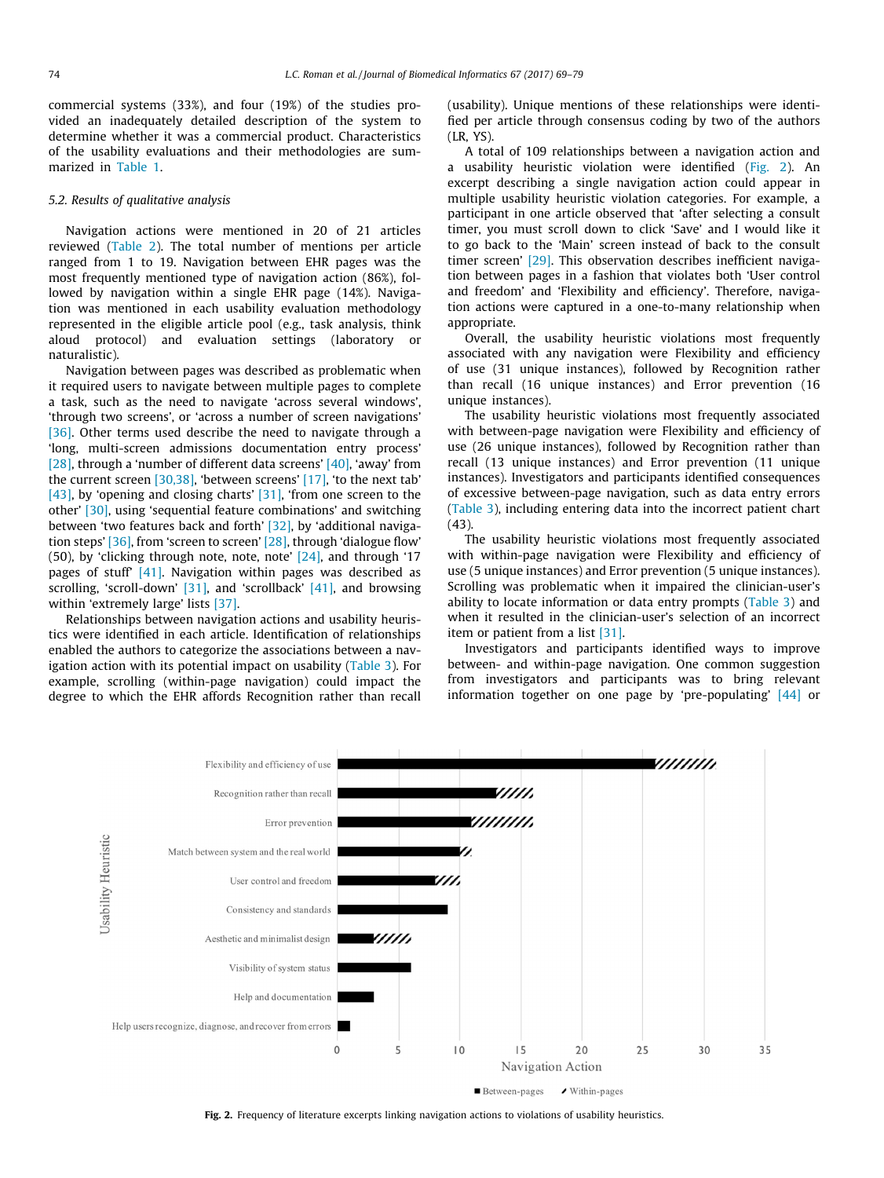commercial systems (33%), and four (19%) of the studies provided an inadequately detailed description of the system to determine whether it was a commercial product. Characteristics of the usability evaluations and their methodologies are summarized in Table 1.

### 5.2. Results of qualitative analysis

Navigation actions were mentioned in 20 of 21 articles reviewed (Table 2). The total number of mentions per article ranged from 1 to 19. Navigation between EHR pages was the most frequently mentioned type of navigation action (86%), followed by navigation within a single EHR page (14%). Navigation was mentioned in each usability evaluation methodology represented in the eligible article pool (e.g., task analysis, think aloud protocol) and evaluation settings (laboratory or naturalistic).

Navigation between pages was described as problematic when it required users to navigate between multiple pages to complete a task, such as the need to navigate 'across several windows', 'through two screens', or 'across a number of screen navigations' [36]. Other terms used describe the need to navigate through a 'long, multi-screen admissions documentation entry process' [28], through a 'number of different data screens' [40], 'away' from the current screen [30,38], 'between screens' [17], 'to the next tab' [43], by 'opening and closing charts' [31], 'from one screen to the other' [30], using 'sequential feature combinations' and switching between 'two features back and forth' [32], by 'additional navigation steps' [36], from 'screen to screen' [28], through 'dialogue flow' (50), by 'clicking through note, note, note' [24], and through '17 pages of stuff' [41]. Navigation within pages was described as scrolling, 'scroll-down' [31], and 'scrollback' [41], and browsing within 'extremely large' lists [37].

Relationships between navigation actions and usability heuristics were identified in each article. Identification of relationships enabled the authors to categorize the associations between a navigation action with its potential impact on usability (Table 3). For example, scrolling (within-page navigation) could impact the degree to which the EHR affords Recognition rather than recall (usability). Unique mentions of these relationships were identified per article through consensus coding by two of the authors (LR, YS).

A total of 109 relationships between a navigation action and a usability heuristic violation were identified (Fig. 2). An excerpt describing a single navigation action could appear in multiple usability heuristic violation categories. For example, a participant in one article observed that 'after selecting a consult timer, you must scroll down to click 'Save' and I would like it to go back to the 'Main' screen instead of back to the consult timer screen' [29]. This observation describes inefficient navigation between pages in a fashion that violates both 'User control and freedom' and 'Flexibility and efficiency'. Therefore, navigation actions were captured in a one-to-many relationship when appropriate.

Overall, the usability heuristic violations most frequently associated with any navigation were Flexibility and efficiency of use (31 unique instances), followed by Recognition rather than recall (16 unique instances) and Error prevention (16 unique instances).

The usability heuristic violations most frequently associated with between-page navigation were Flexibility and efficiency of use (26 unique instances), followed by Recognition rather than recall (13 unique instances) and Error prevention (11 unique instances). Investigators and participants identified consequences of excessive between-page navigation, such as data entry errors (Table 3), including entering data into the incorrect patient chart (43).

The usability heuristic violations most frequently associated with within-page navigation were Flexibility and efficiency of use (5 unique instances) and Error prevention (5 unique instances). Scrolling was problematic when it impaired the clinician-user's ability to locate information or data entry prompts (Table 3) and when it resulted in the clinician-user's selection of an incorrect item or patient from a list [31].

Investigators and participants identified ways to improve between- and within-page navigation. One common suggestion from investigators and participants was to bring relevant information together on one page by 'pre-populating' [44] or

**Fig. 2.** Frequency of literature excerpts linking navigation actions to violations of usability heuristics.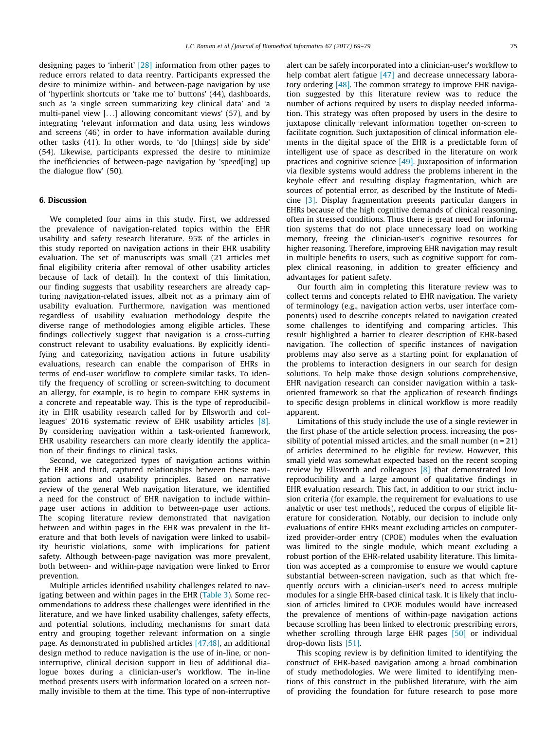designing pages to 'inherit' [28] information from other pages to reduce errors related to data reentry. Participants expressed the desire to minimize within- and between-page navigation by use of 'hyperlink shortcuts or 'take me to' buttons' (44), dashboards, such as 'a single screen summarizing key clinical data' and 'a multi-panel view [...] allowing concomitant views' (57), and by integrating 'relevant information and data using less windows and screens (46) in order to have information available during other tasks (41). In other words, to 'do [things] side by side' (54). Likewise, participants expressed the desire to minimize the inefficiencies of between-page navigation by 'speed[ing] up the dialogue flow' (50).

## 6. Discussion

We completed four aims in this study. First, we addressed the prevalence of navigation-related topics within the EHR usability and safety research literature. 95% of the articles in this study reported on navigation actions in their EHR usability evaluation. The set of manuscripts was small (21 articles met final eligibility criteria after removal of other usability articles because of lack of detail). In the context of this limitation, our finding suggests that usability researchers are already capturing navigation-related issues, albeit not as a primary aim of usability evaluation. Furthermore, navigation was mentioned regardless of usability evaluation methodology despite the diverse range of methodologies among eligible articles. These findings collectively suggest that navigation is a cross-cutting construct relevant to usability evaluations. By explicitly identifying and categorizing navigation actions in future usability evaluations, research can enable the comparison of EHRs in terms of end-user workflow to complete similar tasks. To identify the frequency of scrolling or screen-switching to document an allergy, for example, is to begin to compare EHR systems in a concrete and repeatable way. This is the type of reproducibility in EHR usability research called for by Ellsworth and colleagues' 2016 systematic review of EHR usability articles [8]. By considering navigation within a task-oriented framework, EHR usability researchers can more clearly identify the application of their findings to clinical tasks.

Second, we categorized types of navigation actions within the EHR and third, captured relationships between these navigation actions and usability principles. Based on narrative review of the general Web navigation literature, we identified a need for the construct of EHR navigation to include within-page user actions in addition to between-page user actions. The scoping literature review demonstrated that navigation between and within pages in the EHR was prevalent in the literature and that both levels of navigation were linked to usability heuristic violations, some with implications for patient safety. Although between-page navigation was more prevalent, both between- and within-page navigation were linked to Error prevention.

Multiple articles identified usability challenges related to navigating between and within pages in the EHR (Table 3). Some recommendations to address these challenges were identified in the literature, and we have linked usability challenges, safety effects, and potential solutions, including mechanisms for smart data entry and grouping together relevant information on a single page. As demonstrated in published articles [47,48], an additional design method to reduce navigation is the use of in-line, or non-interruptive, clinical decision support in lieu of additional dialogue boxes during a clinician-user's workflow. The in-line method presents users with information located on a screen normally invisible to them at the time. This type of non-interruptive alert can be safely incorporated into a clinician-user's workflow to help combat alert fatigue [47] and decrease unnecessary laboratory ordering [48]. The common strategy to improve EHR navigation suggested by this literature review was to reduce the number of actions required by users to display needed information. This strategy was often proposed by users in the desire to juxtapose clinically relevant information together on-screen to facilitate cognition. Such juxtaposition of clinical information elements in the digital space of the EHR is a predictable form of intelligent use of space as described in the literature on work practices and cognitive science [49]. Juxtaposition of information via flexible systems would address the problems inherent in the keyhole effect and resulting display fragmentation, which are sources of potential error, as described by the Institute of Medicine [3]. Display fragmentation presents particular dangers in EHRs because of the high cognitive demands of clinical reasoning, often in stressed conditions. Thus there is great need for information systems that do not place unnecessary load on working memory, freeing the clinician-user's cognitive resources for higher reasoning. Therefore, improving EHR navigation may result in multiple benefits to users, such as cognitive support for complex clinical reasoning, in addition to greater efficiency and advantages for patient safety.

Our fourth aim in completing this literature review was to collect terms and concepts related to EHR navigation. The variety of terminology (e.g., navigation action verbs, user interface components) used to describe concepts related to navigation created some challenges to identifying and comparing articles. This result highlighted a barrier to clearer description of EHR-based navigation. The collection of specific instances of navigation problems may also serve as a starting point for explanation of the problems to interaction designers in our search for design solutions. To help make those design solutions comprehensive, EHR navigation research can consider navigation within a task-oriented framework so that the application of research findings to specific design problems in clinical workflow is more readily apparent.

Limitations of this study include the use of a single reviewer in the first phase of the article selection process, increasing the possibility of potential missed articles, and the small number ($n = 21$) of articles determined to be eligible for review. However, this small yield was somewhat expected based on the recent scoping review by Ellsworth and colleagues [8] that demonstrated low reproducibility and a large amount of qualitative findings in EHR evaluation research. This fact, in addition to our strict inclusion criteria (for example, the requirement for evaluations to use analytic or user test methods), reduced the corpus of eligible literature for consideration. Notably, our decision to include only evaluations of entire EHRs meant excluding articles on computerized provider-order entry (CPOE) modules when the evaluation was limited to the single module, which meant excluding a robust portion of the EHR-related usability literature. This limitation was accepted as a compromise to ensure we would capture substantial between-screen navigation, such as that which frequently occurs with a clinician-user's need to access multiple modules for a single EHR-based clinical task. It is likely that inclusion of articles limited to CPOE modules would have increased the prevalence of mentions of within-page navigation actions because scrolling has been linked to electronic prescribing errors, whether scrolling through large EHR pages [50] or individual drop-down lists [51].

This scoping review is by definition limited to identifying the construct of EHR-based navigation among a broad combination of study methodologies. We were limited to identifying mentions of this construct in the published literature, with the aim of providing the foundation for future research to pose more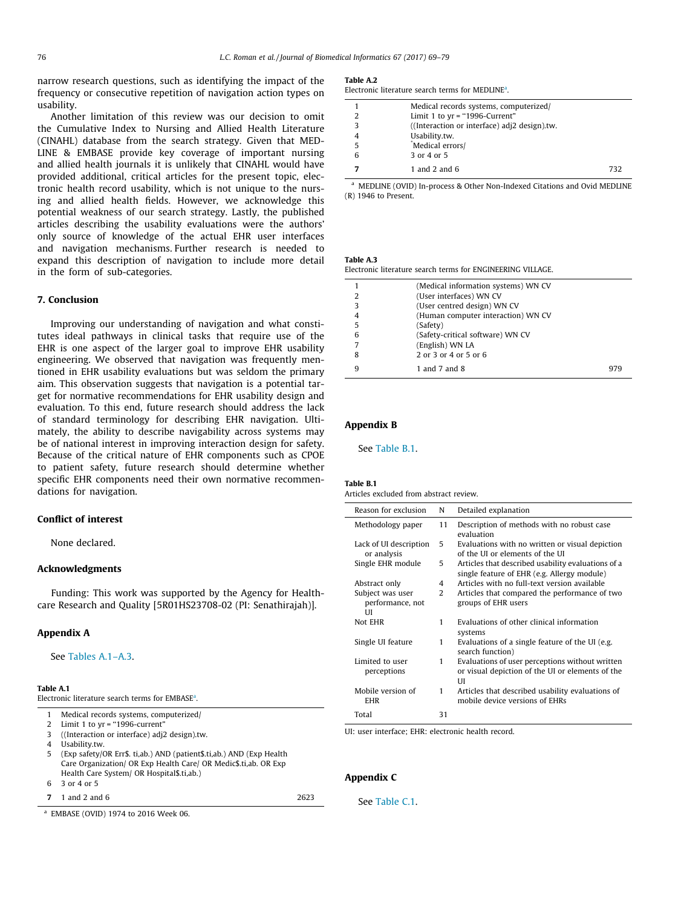narrow research questions, such as identifying the impact of the frequency or consecutive repetition of navigation action types on usability.

Another limitation of this review was our decision to omit the Cumulative Index to Nursing and Allied Health Literature (CINAHL) database from the search strategy. Given that MEDLINE & EMBASE provide key coverage of important nursing and allied health journals it is unlikely that CINAHL would have provided additional, critical articles for the present topic, electronic health record usability, which is not unique to the nursing and allied health fields. However, we acknowledge this potential weakness of our search strategy. Lastly, the published articles describing the usability evaluations were the authors' only source of knowledge of the actual EHR user interfaces and navigation mechanisms. Further research is needed to expand this description of navigation to include more detail in the form of sub-categories.

## 7. Conclusion

Improving our understanding of navigation and what constitutes ideal pathways in clinical tasks that require use of the EHR is one aspect of the larger goal to improve EHR usability engineering. We observed that navigation was frequently mentioned in EHR usability evaluations but was seldom the primary aim. This observation suggests that navigation is a potential target for normative recommendations for EHR usability design and evaluation. To this end, future research should address the lack of standard terminology for describing EHR navigation. Ultimately, the ability to describe navigability across systems may be of national interest in improving interaction design for safety. Because of the critical nature of EHR components such as CPOE to patient safety, future research should determine whether specific EHR components need their own normative recommendations for navigation.

## Conflict of interest

None declared.

## Acknowledgments

Funding: This work was supported by the Agency for Healthcare Research and Quality [5R01HS23708-02 (PI: Senathirajah)].

## Appendix A

See Tables A.1–A.3.

**Table A.1**
Electronic literature search terms for EMBASE[a].

| | | |
|---|---|---|
| 1 | Medical records systems, computerized/ | |
| 2 | Limit 1 to yr = "1996-current" | |
| 3 | ((Interaction or interface) adj2 design).tw. | |
| 4 | Usability.tw. | |
| 5 | (Exp safety/OR Err$. ti,ab.) AND (patient$.ti,ab.) AND (Exp Health Care Organization/ OR Exp Health Care/ OR Medic$.ti,ab. OR Exp Health Care System/ OR Hospital$.ti,ab.) | |
| 6 | 3 or 4 or 5 | |
| **7** | 1 and 2 and 6 | 2623 |

[a] EMBASE (OVID) 1974 to 2016 Week 06.

**Table A.2**
Electronic literature search terms for MEDLINE[a].

| | | |
|---|---|---|
| 1 | Medical records systems, computerized/ | |
| 2 | Limit 1 to yr = "1996-Current" | |
| 3 | ((Interaction or interface) adj2 design).tw. | |
| 4 | Usability.tw. | |
| 5 | *Medical errors/ | |
| 6 | 3 or 4 or 5 | |
| **7** | 1 and 2 and 6 | 732 |

[a] MEDLINE (OVID) In-process & Other Non-Indexed Citations and Ovid MEDLINE (R) 1946 to Present.

**Table A.3**
Electronic literature search terms for ENGINEERING VILLAGE.

| | | |
|---|---|---|
| 1 | (Medical information systems) WN CV | |
| 2 | (User interfaces) WN CV | |
| 3 | (User centred design) WN CV | |
| 4 | (Human computer interaction) WN CV | |
| 5 | (Safety) | |
| 6 | (Safety-critical software) WN CV | |
| 7 | (English) WN LA | |
| 8 | 2 or 3 or 4 or 5 or 6 | |
| 9 | 1 and 7 and 8 | 979 |

## Appendix B

See Table B.1.

**Table B.1**
Articles excluded from abstract review.

| Reason for exclusion | N | Detailed explanation |
|---|---|---|
| Methodology paper | 11 | Description of methods with no robust case evaluation |
| Lack of UI description or analysis | 5 | Evaluations with no written or visual depiction of the UI or elements of the UI |
| Single EHR module | 5 | Articles that described usability evaluations of a single feature of EHR (e.g. Allergy module) |
| Abstract only | 4 | Articles with no full-text version available |
| Subject was user performance, not UI | 2 | Articles that compared the performance of two groups of EHR users |
| Not EHR | 1 | Evaluations of other clinical information systems |
| Single UI feature | 1 | Evaluations of a single feature of the UI (e.g. search function) |
| Limited to user perceptions | 1 | Evaluations of user perceptions without written or visual depiction of the UI or elements of the UI |
| Mobile version of EHR | 1 | Articles that described usability evaluations of mobile device versions of EHRs |
| Total | 31 | |

UI: user interface; EHR: electronic health record.

## Appendix C

See Table C.1.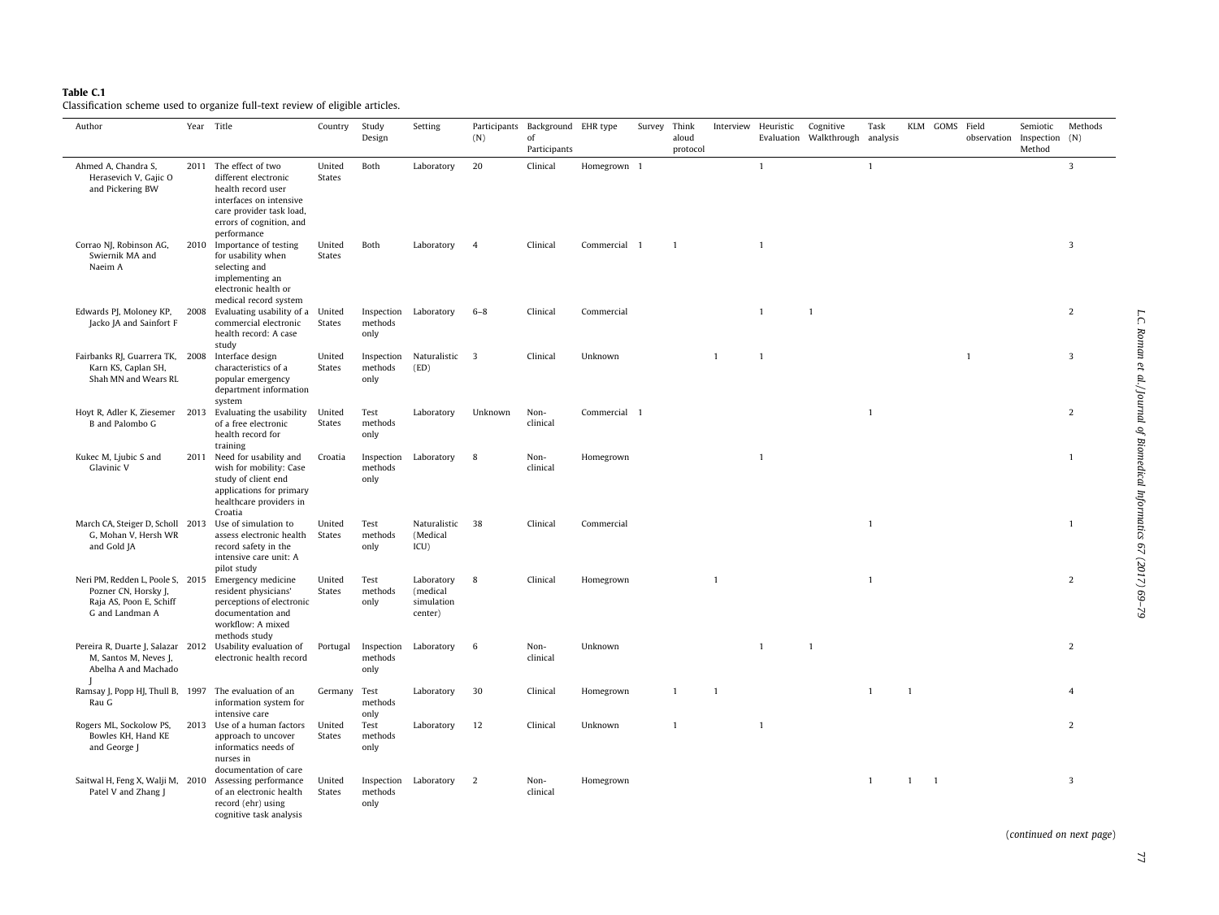**Table C.1**
Classification scheme used to organize full-text review of eligible articles.

| Author | Year | Title | Country | Study Design | Setting | Participants (N) | Background of Participants | EHR type | Survey | Think aloud protocol | Interview | Heuristic Evaluation | Cognitive Walkthrough | Task analysis | KLM | GOMS | Field observation | Semiotic Inspection Method | Methods (N) |
|---|---|---|---|---|---|---|---|---|---|---|---|---|---|---|---|---|---|---|---|
| Ahmed A, Chandra S, Herasevich V, Gajic O and Pickering BW | 2011 | The effect of two different electronic health record user interfaces on intensive care provider task load, errors of cognition, and performance | United States | Both | Laboratory | 20 | Clinical | Homegrown | 1 | | | 1 | | 1 | | | | | 3 |
| Corrao NJ, Robinson AG, Swiernik MA and Naeim A | 2010 | Importance of testing for usability when selecting and implementing an electronic health or medical record system | United States | Both | Laboratory | 4 | Clinical | Commercial | 1 | 1 | | 1 | | | | | | | 3 |
| Edwards PJ, Moloney KP, Jacko JA and Sainfort F | 2008 | Evaluating usability of a commercial electronic health record: A case study | United States | Inspection methods only | Laboratory | 6–8 | Clinical | Commercial | | | | 1 | 1 | | | | | | 2 |
| Fairbanks RJ, Guarrera TK, Karn KS, Caplan SH, Shah MN and Wears RL | 2008 | Interface design characteristics of a popular emergency department information system | United States | Inspection methods only | Naturalistic (ED) | 3 | Clinical | Unknown | | | 1 | 1 | | | | | 1 | | 3 |
| Hoyt R, Adler K, Ziesemer B and Palombo G | 2013 | Evaluating the usability of a free electronic health record for training | United States | Test methods only | Laboratory | Unknown | Non-clinical | Commercial | 1 | | | | | 1 | | | | | 2 |
| Kukec M, Ljubic S and Glavinic V | 2011 | Need for usability and wish for mobility: Case study of client end applications for primary healthcare providers in Croatia | Croatia | Inspection methods only | Laboratory | 8 | Non-clinical | Homegrown | | | | 1 | | | | | | | 1 |
| March CA, Steiger D, Scholl G, Mohan V, Hersh WR and Gold JA | 2013 | Use of simulation to assess electronic health record safety in the intensive care unit: A pilot study | United States | Test methods only | Naturalistic (Medical ICU) | 38 | Clinical | Commercial | | | | | | 1 | | | | | 1 |
| Neri PM, Redden L, Poole S, Pozner CN, Horsky J, Raja AS, Poon E, Schiff G and Landman A | 2015 | Emergency medicine resident physicians' perceptions of electronic documentation and workflow: A mixed methods study | United States | Test methods only | Laboratory (medical simulation center) | 8 | Clinical | Homegrown | | | 1 | | | 1 | | | | | 2 |
| Pereira R, Duarte J, Salazar M, Santos M, Neves J, Abelha A and Machado J | 2012 | Usability evaluation of electronic health record | Portugal | Inspection methods only | Laboratory | 6 | Non-clinical | Unknown | | | | 1 | 1 | | | | | | 2 |
| Ramsay J, Popp HJ, Thull B, Rau G | 1997 | The evaluation of an information system for intensive care | Germany | Test methods only | Laboratory | 30 | Clinical | Homegrown | | 1 | 1 | | | 1 | 1 | | | | 4 |
| Rogers ML, Sockolow PS, Bowles KH, Hand KE and George J | 2013 | Use of a human factors approach to uncover informatics needs of nurses in documentation of care | United States | Test methods only | Laboratory | 12 | Clinical | Unknown | | 1 | | 1 | | | | | | | 2 |
| Saitwal H, Feng X, Walji M, Patel V and Zhang J | 2010 | Assessing performance of an electronic health record (ehr) using cognitive task analysis | United States | Inspection methods only | Laboratory | 2 | Non-clinical | Homegrown | | | | | | 1 | 1 | 1 | | | 3 |

(*continued on next page*)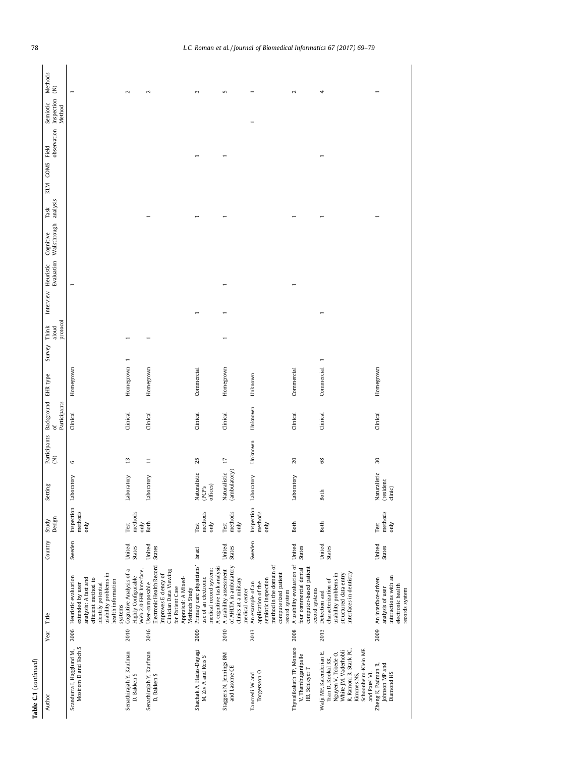**Table C1** (*continued*)

| Author | Year | Title | Country | Study Design | Setting | Participants (N) | Background of Participants | EHR type | Survey | Think aloud protocol | Interview | Heuristic Evaluation | Cognitive Walkthrough | Task analysis | KLM | GOMS | Field observation | Semiotic Inspection Method | Methods (N) |
|---|---|---|---|---|---|---|---|---|---|---|---|---|---|---|---|---|---|---|---|
| Scandurra I, Hagglund M, Mostrom D and Koch S | 2006 | Heuristic evaluation extended by user analysis: A fast and efficient method to identify potential usability problems in health information systems | Sweden | Inspection methods only | Laboratory | 6 | Clinical | Homegrown | | | | 1 | | | | | | | 1 |
| Senathirajah Y, Kaufman D, Bakken S | 2010 | Cognitive Analysis of a Highly Configurable Web 2.0 EHR Interface. | United States | Test methods only | Laboratory | 13 | Clinical | Homegrown | 1 | 1 | | | | | | | | | 2 |
| Senathirajah Y, Kaufman D, Bakken S | 2016 | User-composable Electronic Health Record Improves Efficiency of Clinician Data Viewing for Patient Case Appraisal: A Mixed-Methods Study | United States | Both | Laboratory | 11 | Clinical | Homegrown | | 1 | | | | 1 | | | | | 2 |
| Shachak A, Hadas-Dayagi M, Ziv A and Reis S | 2009 | Primary care physicians' use of an electronic medical record system: A cognitive task analysis | Israel | Test methods only | Naturalistic (PCP's offices) | 25 | Clinical | Commercial | | | 1 | | | 1 | | | 1 | | 3 |
| Staggers N, Jennings BM and Lasome CE | 2010 | A usability assessment of AHLTA in ambulatory clinics at a military medical center | United States | Test methods only | Naturalistic (ambulatory) | 17 | Clinical | Homegrown | | 1 | 1 | 1 | | 1 | | | 1 | | 5 |
| Tancredi W and Torgersson O | 2013 | An example of an application of the semiotic inspection method in the domain of computerized patient record system | Sweden | Inspection methods only | Laboratory | Unknown | Unknown | Unknown | | | | | | | | | | 1 | 1 |
| Thyvalikakath TP, Monaco V, Thambuganipalle HB, Schleyer T | 2008 | A usability evaluation of four commercial dental computer-based patient record systems | United States | Both | Laboratory | 20 | Clinical | Commercial | | | | 1 | | 1 | | | | | 2 |
| Walji MF, Kalenderian E, Tran D, Kookal KK, Nguyen V, Tokede O, White JM, Vaderhobli R, Ramoni R, Stark PC, Kimmes NS, Schoonheim-Klein ME and Patel VL | 2013 | Detection and characterization of usability problems in structured data entry interfaces in dentistry | United States | Both | Both | 68 | Clinical | Commercial | 1 | | 1 | | | 1 | | | 1 | | 4 |
| Zheng K, Padman R, Johnson MP and Diamond HS | 2009 | An interface-driven analysis of user interactions with an electronic health records system | United States | Test methods only | Naturalistic (resident clinic) | 30 | Clinical | Homegrown | | | | | | 1 | | | | | 1 |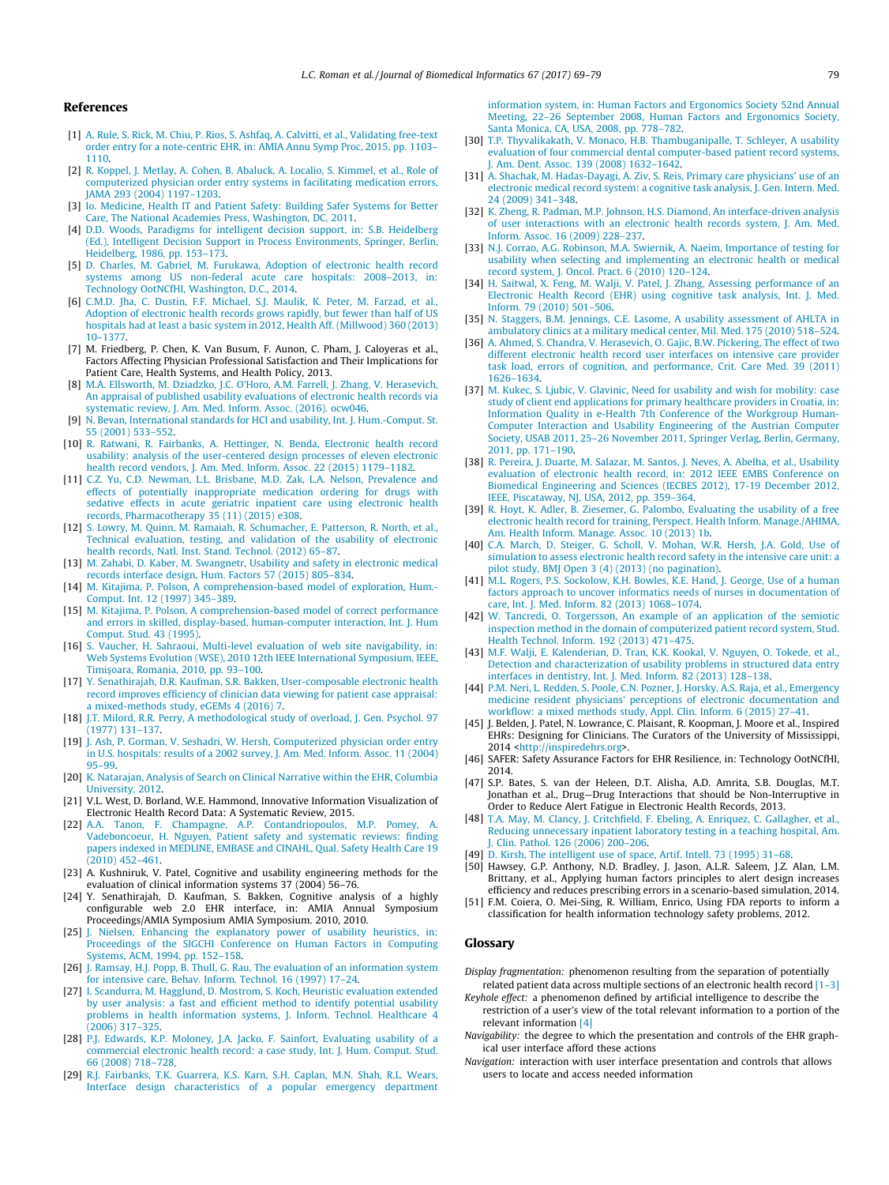## References

[1] A. Rule, S. Rick, M. Chiu, P. Rios, S. Ashfaq, A. Calvitti, et al., Validating free-text order entry for a note-centric EHR, in: AMIA Annu Symp Proc, 2015, pp. 1103–1110.

[2] R. Koppel, J. Metlay, A. Cohen, B. Abaluck, A. Localio, S. Kimmel, et al., Role of computerized physician order entry systems in facilitating medication errors, JAMA 293 (2004) 1197–1203.

[3] Io. Medicine, Health IT and Patient Safety: Building Safer Systems for Better Care, The National Academies Press, Washington, DC, 2011.

[4] D.D. Woods, Paradigms for intelligent decision support, in: S.B. Heidelberg (Ed.), Intelligent Decision Support in Process Environments, Springer, Berlin, Heidelberg, 1986, pp. 153–173.

[5] D. Charles, M. Gabriel, M. Furukawa, Adoption of electronic health record systems among US non-federal acute care hospitals: 2008–2013, in: Technology OotNCfHI, Washington, D.C., 2014.

[6] C.M.D. Jha, C. Dustin, F.F. Michael, S.J. Maulik, K. Peter, M. Farzad, et al., Adoption of electronic health records grows rapidly, but fewer than half of US hospitals had at least a basic system in 2012, Health Aff. (Millwood) 360 (2013) 10–1377.

[7] M. Friedberg, P. Chen, K. Van Busum, F. Aunon, C. Pham, J. Caloyeras et al., Factors Affecting Physician Professional Satisfaction and Their Implications for Patient Care, Health Systems, and Health Policy, 2013.

[8] M.A. Ellsworth, M. Dziadzko, J.C. O'Horo, A.M. Farrell, J. Zhang, V. Herasevich, An appraisal of published usability evaluations of electronic health records via systematic review, J. Am. Med. Inform. Assoc. (2016). ocw046.

[9] N. Bevan, International standards for HCI and usability, Int. J. Hum.-Comput. St. 55 (2001) 533–552.

[10] R. Ratwani, R. Fairbanks, A. Hettinger, N. Benda, Electronic health record usability: analysis of the user-centered design processes of eleven electronic health record vendors, J. Am. Med. Inform. Assoc. 22 (2015) 1179–1182.

[11] C.Z. Yu, C.D. Newman, L.L. Brisbane, M.D. Zak, L.A. Nelson, Prevalence and effects of potentially inappropriate medication ordering for drugs with sedative effects in acute geriatric inpatient care using electronic health records, Pharmacotherapy 35 (11) (2015) e308.

[12] S. Lowry, M. Quinn, M. Ramaiah, R. Schumacher, E. Patterson, R. North, et al., Technical evaluation, testing, and validation of the usability of electronic health records, Natl. Inst. Stand. Technol. (2012) 65–87.

[13] M. Zahabi, D. Kaber, M. Swangnetr, Usability and safety in electronic medical records interface design, Hum. Factors 57 (2015) 805–834.

[14] M. Kitajima, P. Polson, A comprehension-based model of exploration, Hum.-Comput. Int. 12 (1997) 345–389.

[15] M. Kitajima, P. Polson, A comprehension-based model of correct performance and errors in skilled, display-based, human-computer interaction, Int. J. Hum Comput. Stud. 43 (1995).

[16] S. Vaucher, H. Sahraoui, Multi-level evaluation of web site navigability, in: Web Systems Evolution (WSE), 2010 12th IEEE International Symposium, IEEE, Timişoara, Romania, 2010, pp. 93–100.

[17] Y. Senathirajah, D.R. Kaufman, S.R. Bakken, User-composable electronic health record improves efficiency of clinician data viewing for patient case appraisal: a mixed-methods study, eGEMs 4 (2016) 7.

[18] J.T. Milord, R.R. Perry, A methodological study of overload, J. Gen. Psychol. 97 (1977) 131–137.

[19] J. Ash, P. Gorman, V. Seshadri, W. Hersh, Computerized physician order entry in U.S. hospitals: results of a 2002 survey, J. Am. Med. Inform. Assoc. 11 (2004) 95–99.

[20] K. Natarajan, Analysis of Search on Clinical Narrative within the EHR, Columbia University, 2012.

[21] V.L. West, D. Borland, W.E. Hammond, Innovative Information Visualization of Electronic Health Record Data: A Systematic Review, 2015.

[22] A.A. Tanon, F. Champagne, A.P. Contandriopoulos, M.P. Pomey, A. Vadeboncoeur, H. Nguyen, Patient safety and systematic reviews: finding papers indexed in MEDLINE, EMBASE and CINAHL, Qual. Safety Health Care 19 (2010) 452–461.

[23] A.W. Kushniruk, V. Patel, Cognitive and usability engineering methods for the evaluation of clinical information systems 37 (2004) 56–76.

[24] Y. Senathirajah, D. Kaufman, S. Bakken, Cognitive analysis of a highly configurable web 2.0 EHR interface, in: AMIA Annual Symposium Proceedings/AMIA Symposium AMIA Symposium. 2010, 2010.

[25] J. Nielsen, Enhancing the explanatory power of usability heuristics, in: Proceedings of the SIGCHI Conference on Human Factors in Computing Systems, ACM, 1994, pp. 152–158.

[26] J. Ramsay, H.J. Popp, B. Thull, G. Rau, The evaluation of an information system for intensive care, Behav. Inform. Technol. 16 (1997) 17–24.

[27] I. Scandurra, M. Hagglund, D. Mostrom, S. Koch, Heuristic evaluation extended by user analysis: a fast and efficient method to identify potential usability problems in health information systems, J. Inform. Technol. Healthcare 4 (2006) 317–325.

[28] P.J. Edwards, K.P. Moloney, J.A. Jacko, F. Sainfort, Evaluating usability of a commercial electronic health record: a case study, Int. J. Hum. Comput. Stud. 66 (2008) 718–728.

[29] R.J. Fairbanks, T.K. Guarrera, K.S. Karn, S.H. Caplan, M.N. Shah, R.L. Wears, Interface design characteristics of a popular emergency department information system, in: Human Factors and Ergonomics Society 52nd Annual Meeting, 22–26 September 2008, Human Factors and Ergonomics Society, Santa Monica, CA, USA, 2008, pp. 778–782.

[30] T.P. Thyvalikakath, V. Monaco, H.B. Thambuganipalle, T. Schleyer, A usability evaluation of four commercial dental computer-based patient record systems, J. Am. Dent. Assoc. 139 (2008) 1632–1642.

[31] A. Shachak, M. Hadas-Dayagi, A. Ziv, S. Reis, Primary care physicians' use of an electronic medical record system: a cognitive task analysis, J. Gen. Intern. Med. 24 (2009) 341–348.

[32] K. Zheng, R. Padman, M.P. Johnson, H.S. Diamond, An interface-driven analysis of user interactions with an electronic health records system, J. Am. Med. Inform. Assoc. 16 (2009) 228–237.

[33] N.J. Corrao, A.G. Robinson, M.A. Swiernik, A. Naeim, Importance of testing for usability when selecting and implementing an electronic health or medical record system, J. Oncol. Pract. 6 (2010) 120–124.

[34] H. Saitwal, X. Feng, M. Walji, V. Patel, J. Zhang, Assessing performance of an Electronic Health Record (EHR) using cognitive task analysis, Int. J. Med. Inform. 79 (2010) 501–506.

[35] N. Staggers, B.M. Jennings, C.E. Lasome, A usability assessment of AHLTA in ambulatory clinics at a military medical center, Mil. Med. 175 (2010) 518–524.

[36] A. Ahmed, S. Chandra, V. Herasevich, O. Gajic, B.W. Pickering, The effect of two different electronic health record user interfaces on intensive care provider task load, errors of cognition, and performance, Crit. Care Med. 39 (2011) 1626–1634.

[37] M. Kukec, S. Ljubic, V. Glavinic, Need for usability and wish for mobility: case study of client end applications for primary healthcare providers in Croatia, in: Information Quality in e-Health 7th Conference of the Workgroup Human-Computer Interaction and Usability Engineering of the Austrian Computer Society, USAB 2011, 25–26 November 2011, Springer Verlag, Berlin, Germany, 2011, pp. 171–190.

[38] R. Pereira, J. Duarte, M. Salazar, M. Santos, J. Neves, A. Abelha, et al., Usability evaluation of electronic health record, in: 2012 IEEE EMBS Conference on Biomedical Engineering and Sciences (IECBES 2012), 17-19 December 2012, IEEE, Piscataway, NJ, USA, 2012, pp. 359–364.

[39] R. Hoyt, K. Adler, B. Ziesemer, G. Palombo, Evaluating the usability of a free electronic health record for training, Perspect. Health Inform. Manage./AHIMA, Am. Health Inform. Manage. Assoc. 10 (2013) 1b.

[40] C.A. March, D. Steiger, G. Scholl, V. Mohan, W.R. Hersh, J.A. Gold, Use of simulation to assess electronic health record safety in the intensive care unit: a pilot study, BMJ Open 3 (4) (2013) (no pagination).

[41] M.L. Rogers, P.S. Sockolow, K.H. Bowles, K.E. Hand, J. George, Use of a human factors approach to uncover informatics needs of nurses in documentation of care, Int. J. Med. Inform. 82 (2013) 1068–1074.

[42] W. Tancredi, O. Torgersson, An example of an application of the semiotic inspection method in the domain of computerized patient record system, Stud. Health Technol. Inform. 192 (2013) 471–475.

[43] M.F. Walji, E. Kalenderian, D. Tran, K.K. Kookal, V. Nguyen, O. Tokede, et al., Detection and characterization of usability problems in structured data entry interfaces in dentistry, Int. J. Med. Inform. 82 (2013) 128–138.

[44] P.M. Neri, L. Redden, S. Poole, C.N. Pozner, J. Horsky, A.S. Raja, et al., Emergency medicine resident physicians' perceptions of electronic documentation and workflow: a mixed methods study, Appl. Clin. Inform. 6 (2015) 27–41.

[45] J. Belden, J. Patel, N. Lowrance, C. Plaisant, R. Koopman, J. Moore et al., Inspired EHRs: Designing for Clinicians. The Curators of the University of Mississippi, 2014 <http://inspiredehrs.org>.

[46] SAFER: Safety Assurance Factors for EHR Resilience, in: Technology OotNCfHI, 2014.

[47] S.P. Bates, S. van der Heleen, D.T. Alisha, A.D. Amrita, S.B. Douglas, M.T. Jonathan et al., Drug—Drug Interactions that should be Non-Interruptive in Order to Reduce Alert Fatigue in Electronic Health Records, 2013.

[48] T.A. May, M. Clancy, J. Critchfield, F. Ebeling, A. Enriquez, C. Gallagher, et al., Reducing unnecessary inpatient laboratory testing in a teaching hospital, Am. J. Clin. Pathol. 126 (2006) 200–206.

[49] D. Kirsh, The intelligent use of space, Artif. Intell. 73 (1995) 31–68.

[50] Hawsey, G.P. Anthony, N.D. Bradley, J. Jason, A.L.R. Saleem, J.Z. Alan, L.M. Brittany, et al., Applying human factors principles to alert design increases efficiency and reduces prescribing errors in a scenario-based simulation, 2014.

[51] F.M. Coiera, O. Mei-Sing, R. William, Enrico, Using FDA reports to inform a classification for health information technology safety problems, 2012.

## Glossary

*Display fragmentation:* phenomenon resulting from the separation of potentially related patient data across multiple sections of an electronic health record [1–3]

*Keyhole effect:* a phenomenon defined by artificial intelligence to describe the restriction of a user's view of the total relevant information to a portion of the relevant information [4]

*Navigability:* the degree to which the presentation and controls of the EHR graphical user interface afford these actions

*Navigation:* interaction with user interface presentation and controls that allows users to locate and access needed information